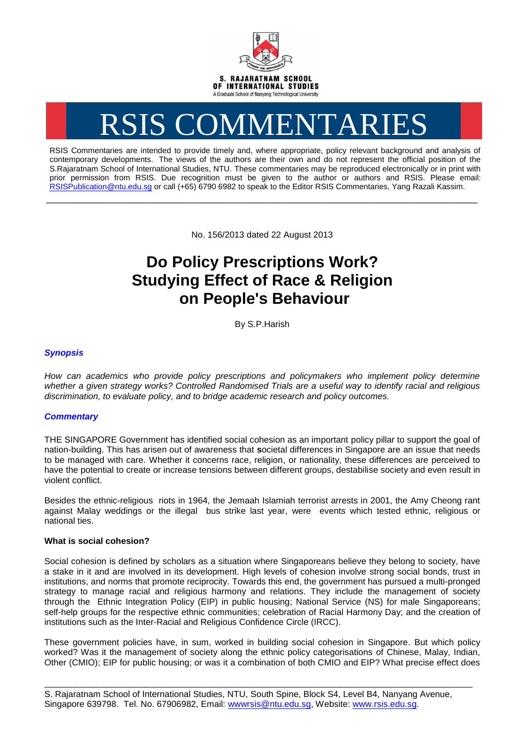S. RAJARATNAM SCHOOL OF INTERNATIONAL STUDIES
A Graduate School of Nanyang Technological University

# RSIS COMMENTARIES

RSIS Commentaries are intended to provide timely and, where appropriate, policy relevant background and analysis of contemporary developments. The views of the authors are their own and do not represent the official position of the S.Rajaratnam School of International Studies, NTU. These commentaries may be reproduced electronically or in print with prior permission from RSIS. Due recognition must be given to the author or authors and RSIS. Please email: RSISPublication@ntu.edu.sg or call (+65) 6790 6982 to speak to the Editor RSIS Commentaries, Yang Razali Kassim.

---

No. 156/2013 dated 22 August 2013

# Do Policy Prescriptions Work? Studying Effect of Race & Religion on People's Behaviour

By S.P.Harish

### *Synopsis*

*How can academics who provide policy prescriptions and policymakers who implement policy determine whether a given strategy works? Controlled Randomised Trials are a useful way to identify racial and religious discrimination, to evaluate policy, and to bridge academic research and policy outcomes.*

### *Commentary*

THE SINGAPORE Government has identified social cohesion as an important policy pillar to support the goal of nation-building. This has arisen out of awareness that **s**ocietal differences in Singapore are an issue that needs to be managed with care. Whether it concerns race, religion, or nationality, these differences are perceived to have the potential to create or increase tensions between different groups, destabilise society and even result in violent conflict.

Besides the ethnic-religious riots in 1964, the Jemaah Islamiah terrorist arrests in 2001, the Amy Cheong rant against Malay weddings or the illegal bus strike last year, were events which tested ethnic, religious or national ties.

**What is social cohesion?**

Social cohesion is defined by scholars as a situation where Singaporeans believe they belong to society, have a stake in it and are involved in its development. High levels of cohesion involve strong social bonds, trust in institutions, and norms that promote reciprocity. Towards this end, the government has pursued a multi-pronged strategy to manage racial and religious harmony and relations. They include the management of society through the Ethnic Integration Policy (EIP) in public housing; National Service (NS) for male Singaporeans; self-help groups for the respective ethnic communities; celebration of Racial Harmony Day; and the creation of institutions such as the Inter-Racial and Religious Confidence Circle (IRCC).

These government policies have, in sum, worked in building social cohesion in Singapore. But which policy worked? Was it the management of society along the ethnic policy categorisations of Chinese, Malay, Indian, Other (CMIO); EIP for public housing; or was it a combination of both CMIO and EIP? What precise effect does

---

S. Rajaratnam School of International Studies, NTU, South Spine, Block S4, Level B4, Nanyang Avenue, Singapore 639798. Tel. No. 67906982, Email: wwwrsis@ntu.edu.sg, Website: www.rsis.edu.sg.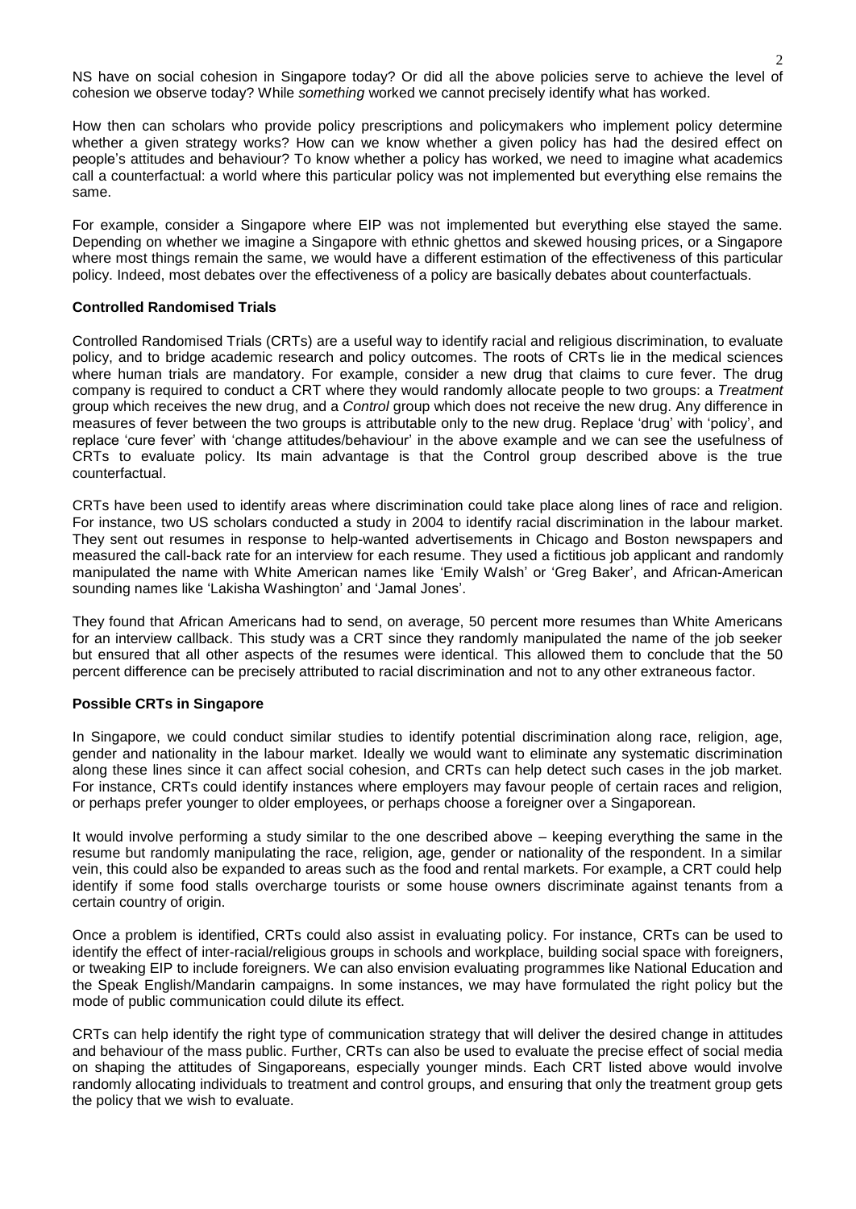NS have on social cohesion in Singapore today? Or did all the above policies serve to achieve the level of cohesion we observe today? While *something* worked we cannot precisely identify what has worked.

How then can scholars who provide policy prescriptions and policymakers who implement policy determine whether a given strategy works? How can we know whether a given policy has had the desired effect on people's attitudes and behaviour? To know whether a policy has worked, we need to imagine what academics call a counterfactual: a world where this particular policy was not implemented but everything else remains the same.

For example, consider a Singapore where EIP was not implemented but everything else stayed the same. Depending on whether we imagine a Singapore with ethnic ghettos and skewed housing prices, or a Singapore where most things remain the same, we would have a different estimation of the effectiveness of this particular policy. Indeed, most debates over the effectiveness of a policy are basically debates about counterfactuals.

**Controlled Randomised Trials**

Controlled Randomised Trials (CRTs) are a useful way to identify racial and religious discrimination, to evaluate policy, and to bridge academic research and policy outcomes. The roots of CRTs lie in the medical sciences where human trials are mandatory. For example, consider a new drug that claims to cure fever. The drug company is required to conduct a CRT where they would randomly allocate people to two groups: a *Treatment* group which receives the new drug, and a *Control* group which does not receive the new drug. Any difference in measures of fever between the two groups is attributable only to the new drug. Replace 'drug' with 'policy', and replace 'cure fever' with 'change attitudes/behaviour' in the above example and we can see the usefulness of CRTs to evaluate policy. Its main advantage is that the Control group described above is the true counterfactual.

CRTs have been used to identify areas where discrimination could take place along lines of race and religion. For instance, two US scholars conducted a study in 2004 to identify racial discrimination in the labour market. They sent out resumes in response to help-wanted advertisements in Chicago and Boston newspapers and measured the call-back rate for an interview for each resume. They used a fictitious job applicant and randomly manipulated the name with White American names like 'Emily Walsh' or 'Greg Baker', and African-American sounding names like 'Lakisha Washington' and 'Jamal Jones'.

They found that African Americans had to send, on average, 50 percent more resumes than White Americans for an interview callback. This study was a CRT since they randomly manipulated the name of the job seeker but ensured that all other aspects of the resumes were identical. This allowed them to conclude that the 50 percent difference can be precisely attributed to racial discrimination and not to any other extraneous factor.

**Possible CRTs in Singapore**

In Singapore, we could conduct similar studies to identify potential discrimination along race, religion, age, gender and nationality in the labour market. Ideally we would want to eliminate any systematic discrimination along these lines since it can affect social cohesion, and CRTs can help detect such cases in the job market. For instance, CRTs could identify instances where employers may favour people of certain races and religion, or perhaps prefer younger to older employees, or perhaps choose a foreigner over a Singaporean.

It would involve performing a study similar to the one described above – keeping everything the same in the resume but randomly manipulating the race, religion, age, gender or nationality of the respondent. In a similar vein, this could also be expanded to areas such as the food and rental markets. For example, a CRT could help identify if some food stalls overcharge tourists or some house owners discriminate against tenants from a certain country of origin.

Once a problem is identified, CRTs could also assist in evaluating policy. For instance, CRTs can be used to identify the effect of inter-racial/religious groups in schools and workplace, building social space with foreigners, or tweaking EIP to include foreigners. We can also envision evaluating programmes like National Education and the Speak English/Mandarin campaigns. In some instances, we may have formulated the right policy but the mode of public communication could dilute its effect.

CRTs can help identify the right type of communication strategy that will deliver the desired change in attitudes and behaviour of the mass public. Further, CRTs can also be used to evaluate the precise effect of social media on shaping the attitudes of Singaporeans, especially younger minds. Each CRT listed above would involve randomly allocating individuals to treatment and control groups, and ensuring that only the treatment group gets the policy that we wish to evaluate.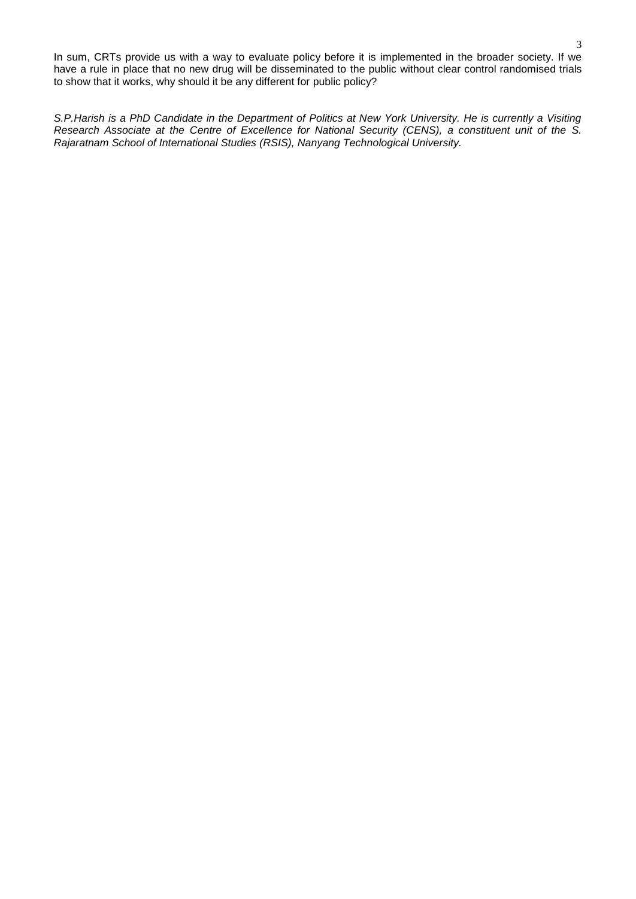In sum, CRTs provide us with a way to evaluate policy before it is implemented in the broader society. If we have a rule in place that no new drug will be disseminated to the public without clear control randomised trials to show that it works, why should it be any different for public policy?

*S.P.Harish is a PhD Candidate in the Department of Politics at New York University. He is currently a Visiting Research Associate at the Centre of Excellence for National Security (CENS), a constituent unit of the S. Rajaratnam School of International Studies (RSIS), Nanyang Technological University.*